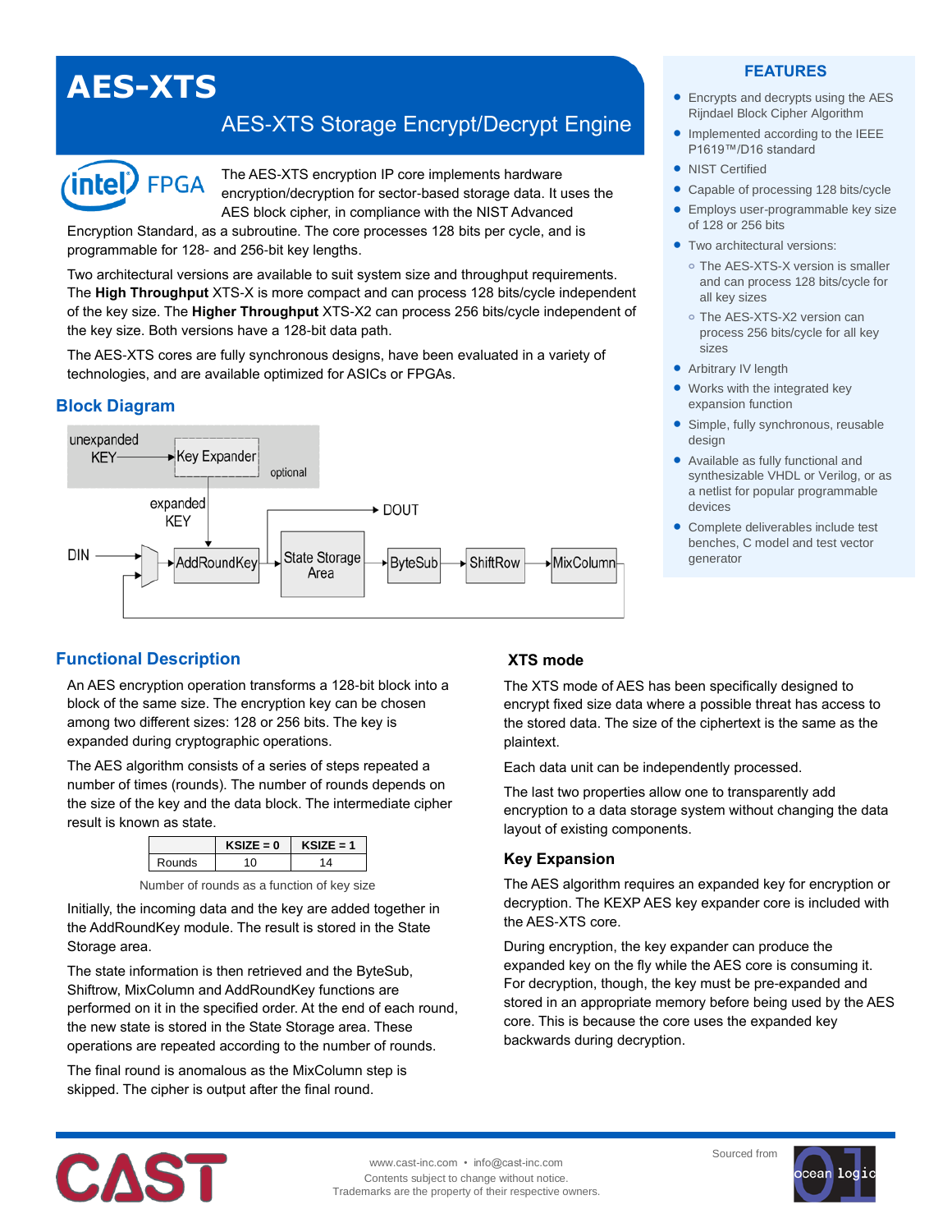# AES-XTS

## AES-XTS Storage Encrypt/Decrypt Engine

The AES-XTS encryption IP core implements hardware encryption/decryption for sector-based storage data. It uses the AES block cipher, in compliance with the NIST Advanced Encryption Standard, as a subroutine. The core processes 128 bits per cycle, and is programmable for 128- and 256-bit key lengths.

Two architectural versions are available to suit system size and throughput requirements. The **High Throughput** XTS-X is more compact and can process 128 bits/cycle independent of the key size. The **Higher Throughput** XTS-X2 can process 256 bits/cycle independent of the key size. Both versions have a 128-bit data path.

The AES-XTS cores are fully synchronous designs, have been evaluated in a variety of technologies, and are available optimized for ASICs or FPGAs.

### FEATURES

- Encrypts and decrypts using the AES Rijndael Block Cipher Algorithm
- Implemented according to the IEEE P1619™/D16 standard
- NIST Certified
- Capable of processing 128 bits/cycle
- Employs user-programmable key size of 128 or 256 bits
- Two architectural versions:
  - The AES-XTS-X version is smaller and can process 128 bits/cycle for all key sizes
  - The AES-XTS-X2 version can process 256 bits/cycle for all key sizes
- Arbitrary IV length
- Works with the integrated key expansion function
- Simple, fully synchronous, reusable design
- Available as fully functional and synthesizable VHDL or Verilog, or as a netlist for popular programmable devices
- Complete deliverables include test benches, C model and test vector generator

## Block Diagram

unexpanded KEY → Key Expander (optional) → expanded KEY → AddRoundKey

DIN → AddRoundKey → State Storage Area → ByteSub → ShiftRow → MixColumn (loop back); State Storage Area → DOUT

## Functional Description

An AES encryption operation transforms a 128-bit block into a block of the same size. The encryption key can be chosen among two different sizes: 128 or 256 bits. The key is expanded during cryptographic operations.

The AES algorithm consists of a series of steps repeated a number of times (rounds). The number of rounds depends on the size of the key and the data block. The intermediate cipher result is known as state.

| | KSIZE = 0 | KSIZE = 1 |
|---|---|---|
| Rounds | 10 | 14 |

Number of rounds as a function of key size

Initially, the incoming data and the key are added together in the AddRoundKey module. The result is stored in the State Storage area.

The state information is then retrieved and the ByteSub, Shiftrow, MixColumn and AddRoundKey functions are performed on it in the specified order. At the end of each round, the new state is stored in the State Storage area. These operations are repeated according to the number of rounds.

The final round is anomalous as the MixColumn step is skipped. The cipher is output after the final round.

### XTS mode

The XTS mode of AES has been specifically designed to encrypt fixed size data where a possible threat has access to the stored data. The size of the ciphertext is the same as the plaintext.

Each data unit can be independently processed.

The last two properties allow one to transparently add encryption to a data storage system without changing the data layout of existing components.

### Key Expansion

The AES algorithm requires an expanded key for encryption or decryption. The KEXP AES key expander core is included with the AES-XTS core.

During encryption, the key expander can produce the expanded key on the fly while the AES core is consuming it. For decryption, though, the key must be pre-expanded and stored in an appropriate memory before being used by the AES core. This is because the core uses the expanded key backwards during decryption.

www.cast-inc.com • info@cast-inc.com
Contents subject to change without notice.
Trademarks are the property of their respective owners.

Sourced from ocean logic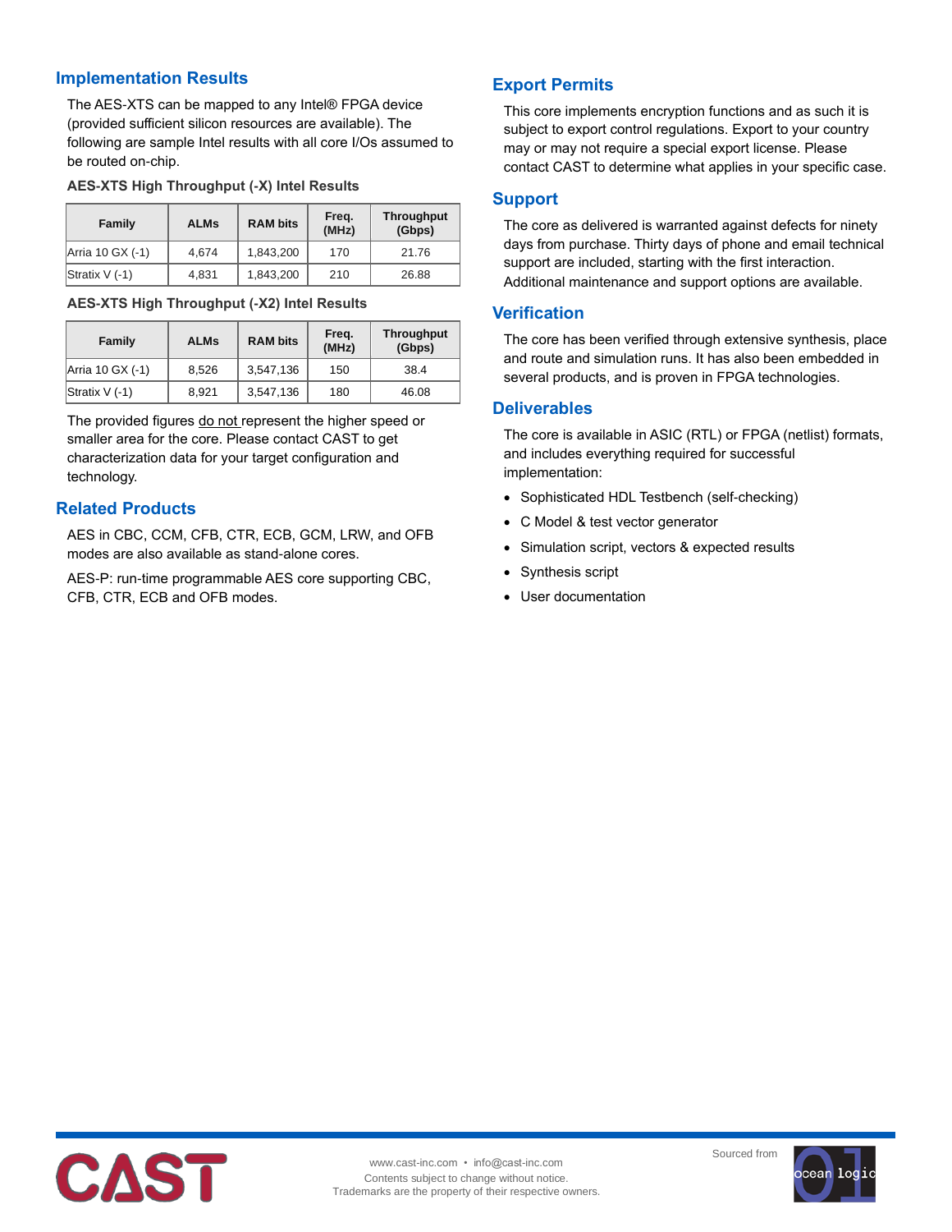## Implementation Results

The AES-XTS can be mapped to any Intel® FPGA device (provided sufficient silicon resources are available). The following are sample Intel results with all core I/Os assumed to be routed on-chip.

**AES-XTS High Throughput (-X) Intel Results**

| Family | ALMs | RAM bits | Freq. (MHz) | Throughput (Gbps) |
|---|---|---|---|---|
| Arria 10 GX (-1) | 4,674 | 1,843,200 | 170 | 21.76 |
| Stratix V (-1) | 4,831 | 1,843,200 | 210 | 26.88 |

**AES-XTS High Throughput (-X2) Intel Results**

| Family | ALMs | RAM bits | Freq. (MHz) | Throughput (Gbps) |
|---|---|---|---|---|
| Arria 10 GX (-1) | 8,526 | 3,547,136 | 150 | 38.4 |
| Stratix V (-1) | 8,921 | 3,547,136 | 180 | 46.08 |

The provided figures do not represent the higher speed or smaller area for the core. Please contact CAST to get characterization data for your target configuration and technology.

## Related Products

AES in CBC, CCM, CFB, CTR, ECB, GCM, LRW, and OFB modes are also available as stand-alone cores.

AES-P: run-time programmable AES core supporting CBC, CFB, CTR, ECB and OFB modes.

## Export Permits

This core implements encryption functions and as such it is subject to export control regulations. Export to your country may or may not require a special export license. Please contact CAST to determine what applies in your specific case.

## Support

The core as delivered is warranted against defects for ninety days from purchase. Thirty days of phone and email technical support are included, starting with the first interaction. Additional maintenance and support options are available.

## Verification

The core has been verified through extensive synthesis, place and route and simulation runs. It has also been embedded in several products, and is proven in FPGA technologies.

## Deliverables

The core is available in ASIC (RTL) or FPGA (netlist) formats, and includes everything required for successful implementation:

- Sophisticated HDL Testbench (self-checking)
- C Model & test vector generator
- Simulation script, vectors & expected results
- Synthesis script
- User documentation

CAST

www.cast-inc.com • info@cast-inc.com
Contents subject to change without notice.
Trademarks are the property of their respective owners.

Sourced from ocean logic